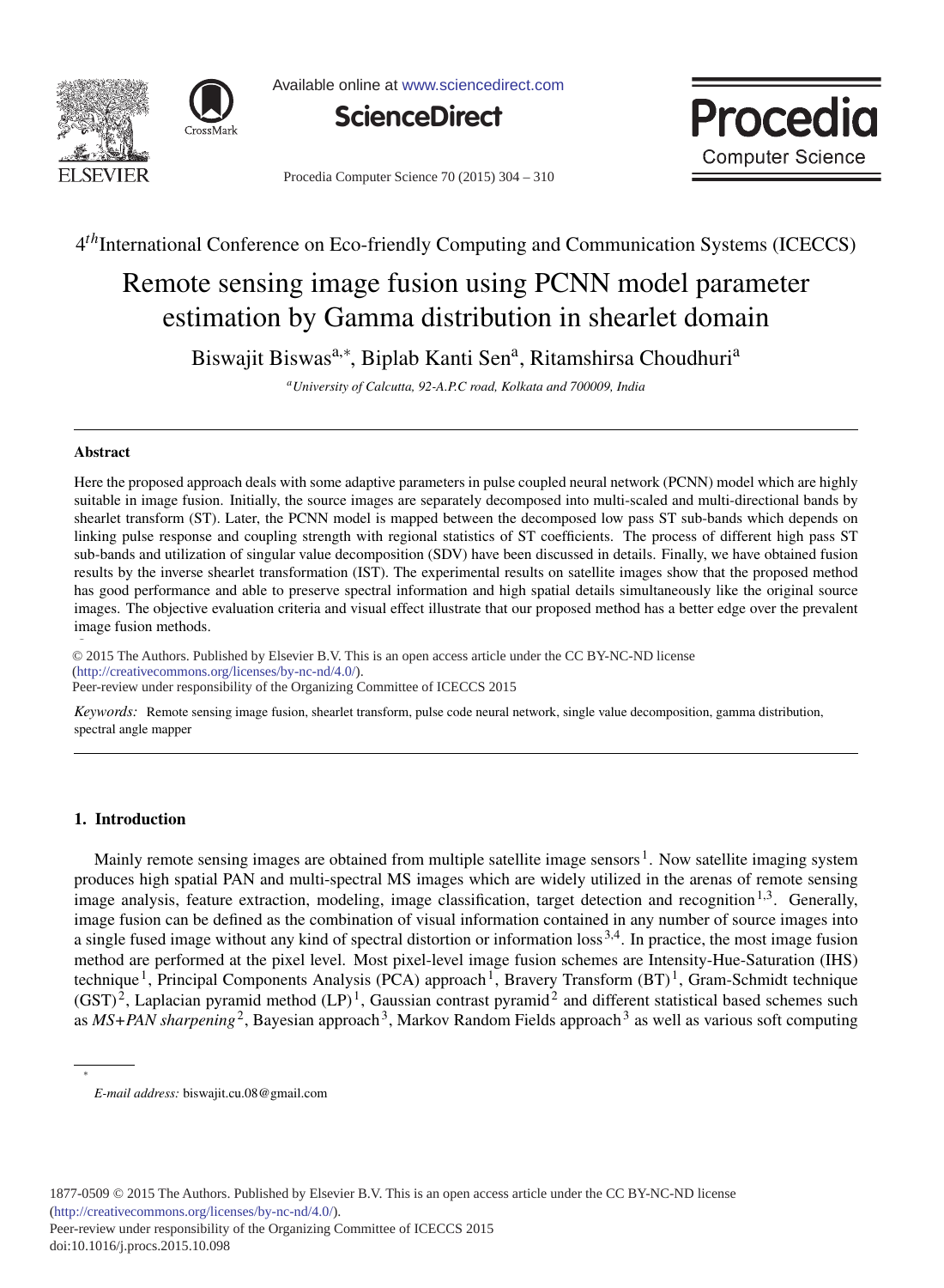4th International Conference on Eco-friendly Computing and Communication Systems (ICECCS)

# Remote sensing image fusion using PCNN model parameter estimation by Gamma distribution in shearlet domain

Biswajit Biswas[a,*], Biplab Kanti Sen[a], Ritamshirsa Choudhuri[a]

[a] *University of Calcutta, 92-A.P.C road, Kolkata and 700009, India*

---

### Abstract

Here the proposed approach deals with some adaptive parameters in pulse coupled neural network (PCNN) model which are highly suitable in image fusion. Initially, the source images are separately decomposed into multi-scaled and multi-directional bands by shearlet transform (ST). Later, the PCNN model is mapped between the decomposed low pass ST sub-bands which depends on linking pulse response and coupling strength with regional statistics of ST coefficients. The process of different high pass ST sub-bands and utilization of singular value decomposition (SDV) have been discussed in details. Finally, we have obtained fusion results by the inverse shearlet transformation (IST). The experimental results on satellite images show that the proposed method has good performance and able to preserve spectral information and high spatial details simultaneously like the original source images. The objective evaluation criteria and visual effect illustrate that our proposed method has a better edge over the prevalent image fusion methods.

© 2015 The Authors. Published by Elsevier B.V. This is an open access article under the CC BY-NC-ND license (http://creativecommons.org/licenses/by-nc-nd/4.0/).
Peer-review under responsibility of the Organizing Committee of ICECCS 2015

*Keywords:* Remote sensing image fusion, shearlet transform, pulse code neural network, single value decomposition, gamma distribution, spectral angle mapper

---

## 1. Introduction

Mainly remote sensing images are obtained from multiple satellite image sensors[1]. Now satellite imaging system produces high spatial PAN and multi-spectral MS images which are widely utilized in the arenas of remote sensing image analysis, feature extraction, modeling, image classification, target detection and recognition[1,3]. Generally, image fusion can be defined as the combination of visual information contained in any number of source images into a single fused image without any kind of spectral distortion or information loss[3,4]. In practice, the most image fusion method are performed at the pixel level. Most pixel-level image fusion schemes are Intensity-Hue-Saturation (IHS) technique[1], Principal Components Analysis (PCA) approach[1], Bravery Transform (BT)[1], Gram-Schmidt technique (GST)[2], Laplacian pyramid method (LP)[1], Gaussian contrast pyramid[2] and different statistical based schemes such as *MS+PAN sharpening*[2], Bayesian approach[3], Markov Random Fields approach[3] as well as various soft computing

---

\* *E-mail address:* biswajit.cu.08@gmail.com

1877-0509 © 2015 The Authors. Published by Elsevier B.V. This is an open access article under the CC BY-NC-ND license (http://creativecommons.org/licenses/by-nc-nd/4.0/).
Peer-review under responsibility of the Organizing Committee of ICECCS 2015
doi:10.1016/j.procs.2015.10.098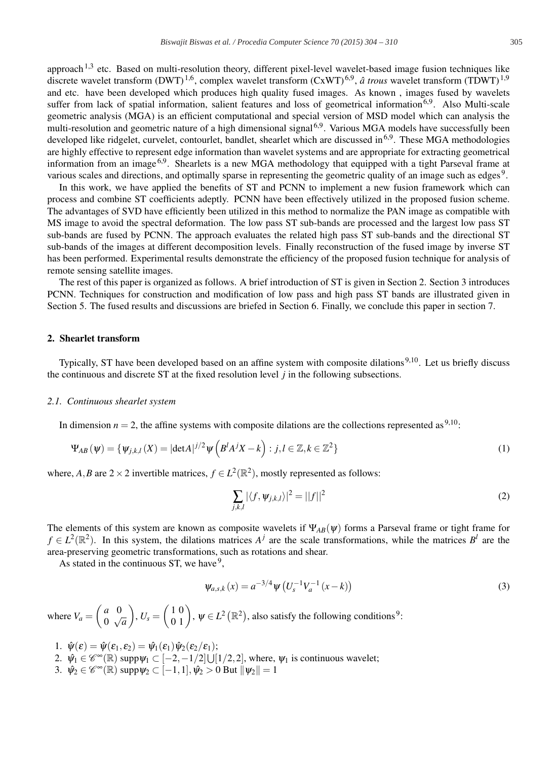approach[1,3] etc. Based on multi-resolution theory, different pixel-level wavelet-based image fusion techniques like discrete wavelet transform (DWT)[1,6], complex wavelet transform (CxWT)[6,9], *â trous* wavelet transform (TDWT)[1,9] and etc. have been developed which produces high quality fused images. As known , images fused by wavelets suffer from lack of spatial information, salient features and loss of geometrical information[6,9]. Also Multi-scale geometric analysis (MGA) is an efficient computational and special version of MSD model which can analysis the multi-resolution and geometric nature of a high dimensional signal[6,9]. Various MGA models have successfully been developed like ridgelet, curvelet, contourlet, bandlet, shearlet which are discussed in[6,9]. These MGA methodologies are highly effective to represent edge information than wavelet systems and are appropriate for extracting geometrical information from an image[6,9]. Shearlets is a new MGA methodology that equipped with a tight Parseval frame at various scales and directions, and optimally sparse in representing the geometric quality of an image such as edges[9].

In this work, we have applied the benefits of ST and PCNN to implement a new fusion framework which can process and combine ST coefficients adeptly. PCNN have been effectively utilized in the proposed fusion scheme. The advantages of SVD have efficiently been utilized in this method to normalize the PAN image as compatible with MS image to avoid the spectral deformation. The low pass ST sub-bands are processed and the largest low pass ST sub-bands are fused by PCNN. The approach evaluates the related high pass ST sub-bands and the directional ST sub-bands of the images at different decomposition levels. Finally reconstruction of the fused image by inverse ST has been performed. Experimental results demonstrate the efficiency of the proposed fusion technique for analysis of remote sensing satellite images.

The rest of this paper is organized as follows. A brief introduction of ST is given in Section 2. Section 3 introduces PCNN. Techniques for construction and modification of low pass and high pass ST bands are illustrated given in Section 5. The fused results and discussions are briefed in Section 6. Finally, we conclude this paper in section 7.

## 2. Shearlet transform

Typically, ST have been developed based on an affine system with composite dilations[9,10]. Let us briefly discuss the continuous and discrete ST at the fixed resolution level $j$ in the following subsections.

### 2.1. Continuous shearlet system

In dimension $n = 2$, the affine systems with composite dilations are the collections represented as[9,10]:

$$\Psi_{AB}(\psi) = \{\psi_{j,k,l}(X) = |\det A|^{j/2}\psi\left(B^l A^j X - k\right) : j,l \in \mathbb{Z}, k \in \mathbb{Z}^2\} \tag{1}$$

where, $A, B$ are $2\times 2$ invertible matrices, $f \in L^2(\mathbb{R}^2)$, mostly represented as follows:

$$\sum_{j,k,l} |\langle f, \psi_{j,k,l}\rangle|^2 = ||f||^2 \tag{2}$$

The elements of this system are known as composite wavelets if $\Psi_{AB}(\psi)$ forms a Parseval frame or tight frame for $f \in L^2(\mathbb{R}^2)$. In this system, the dilations matrices $A^j$ are the scale transformations, while the matrices $B^l$ are the area-preserving geometric transformations, such as rotations and shear.

As stated in the continuous ST, we have[9],

$$\psi_{a,s,k}(x) = a^{-3/4}\psi\left(U_s^{-1}V_a^{-1}(x-k)\right) \tag{3}$$

where $V_a = \begin{pmatrix} a & 0 \\ 0 & \sqrt{a} \end{pmatrix}$, $U_s = \begin{pmatrix} 1 & 0 \\ 0 & 1 \end{pmatrix}$, $\psi \in L^2\left(\mathbb{R}^2\right)$, also satisfy the following conditions[9]:

1. $\hat{\psi}(\varepsilon) = \hat{\psi}(\varepsilon_1, \varepsilon_2) = \hat{\psi}_1(\varepsilon_1)\hat{\psi}_2(\varepsilon_2/\varepsilon_1)$;
2. $\hat{\psi}_1 \in \mathscr{C}^\infty(\mathbb{R})$ supp$\psi_1 \subset [-2,-1/2]\bigcup[1/2,2]$, where, $\psi_1$ is continuous wavelet;
3. $\hat{\psi}_2 \in \mathscr{C}^\infty(\mathbb{R})$ supp$\psi_2 \subset [-1,1], \hat{\psi}_2 > 0$ But $\|\psi_2\| = 1$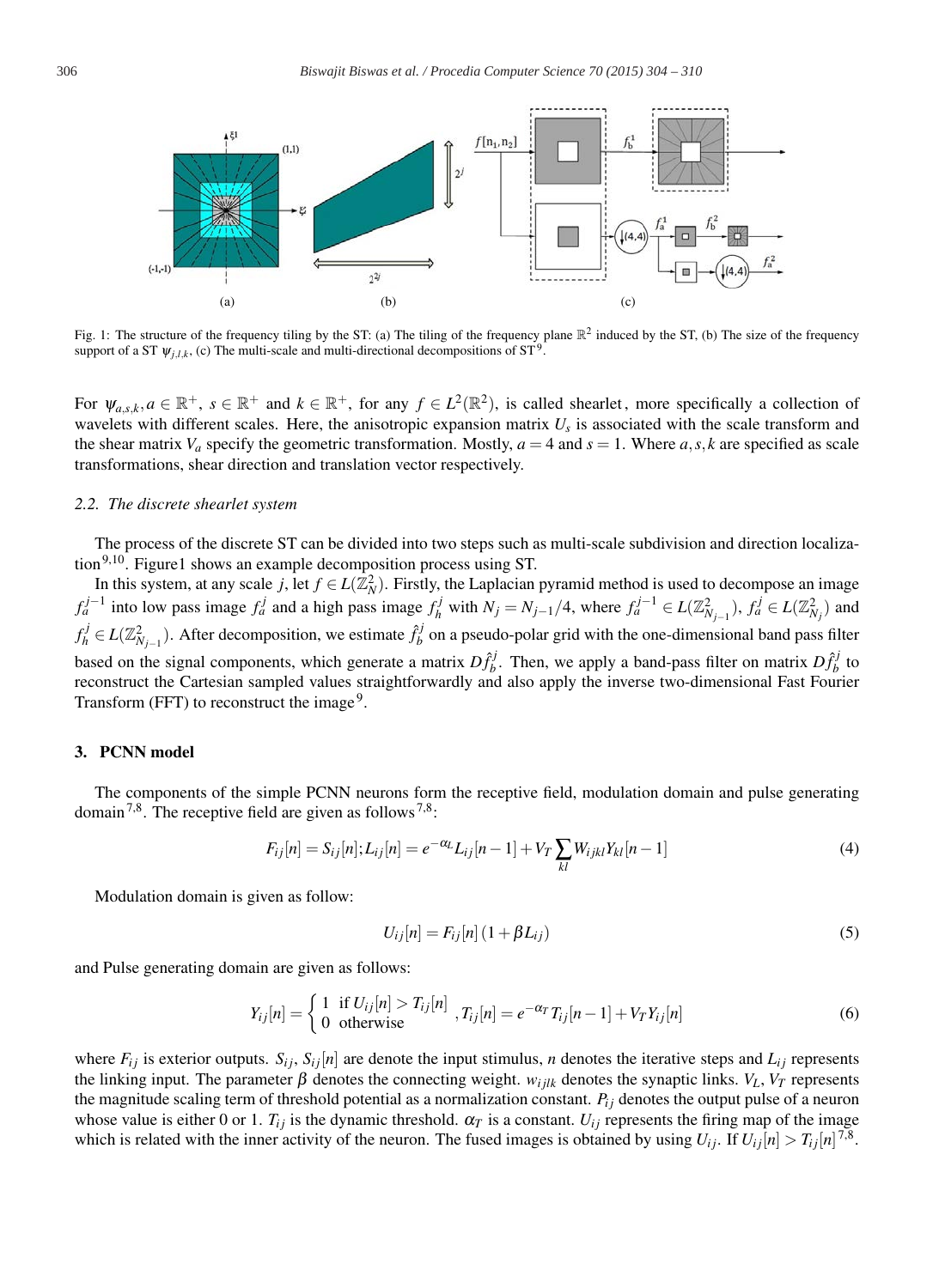Fig. 1: The structure of the frequency tiling by the ST: (a) The tiling of the frequency plane $\mathbb{R}^2$ induced by the ST, (b) The size of the frequency support of a ST $\psi_{j,l,k}$, (c) The multi-scale and multi-directional decompositions of ST[9].

For $\psi_{a,s,k}, a \in \mathbb{R}^+$, $s \in \mathbb{R}^+$ and $k \in \mathbb{R}^+$, for any $f \in L^2(\mathbb{R}^2)$, is called shearlet, more specifically a collection of wavelets with different scales. Here, the anisotropic expansion matrix $U_s$ is associated with the scale transform and the shear matrix $V_a$ specify the geometric transformation. Mostly, $a = 4$ and $s = 1$. Where $a, s, k$ are specified as scale transformations, shear direction and translation vector respectively.

### *2.2. The discrete shearlet system*

The process of the discrete ST can be divided into two steps such as multi-scale subdivision and direction localization[9,10]. Figure1 shows an example decomposition process using ST.

In this system, at any scale $j$, let $f \in L(\mathbb{Z}_N^2)$. Firstly, the Laplacian pyramid method is used to decompose an image $f_a^{j-1}$ into low pass image $f_a^j$ and a high pass image $f_h^j$ with $N_j = N_{j-1}/4$, where $f_a^{j-1} \in L(\mathbb{Z}_{N_{j-1}}^2)$, $f_a^j \in L(\mathbb{Z}_{N_j}^2)$ and $f_h^j \in L(\mathbb{Z}_{N_{j-1}}^2)$. After decomposition, we estimate $\hat{f}_b^j$ on a pseudo-polar grid with the one-dimensional band pass filter based on the signal components, which generate a matrix $D\hat{f}_b^j$. Then, we apply a band-pass filter on matrix $D\hat{f}_b^j$ to reconstruct the Cartesian sampled values straightforwardly and also apply the inverse two-dimensional Fast Fourier Transform (FFT) to reconstruct the image[9].

## 3. PCNN model

The components of the simple PCNN neurons form the receptive field, modulation domain and pulse generating domain[7,8]. The receptive field are given as follows[7,8]:

$$F_{ij}[n] = S_{ij}[n]; L_{ij}[n] = e^{-\alpha_L} L_{ij}[n-1] + V_T \sum_{kl} W_{ijkl} Y_{kl}[n-1] \tag{4}$$

Modulation domain is given as follow:

$$U_{ij}[n] = F_{ij}[n]\left(1 + \beta L_{ij}\right) \tag{5}$$

and Pulse generating domain are given as follows:

$$Y_{ij}[n] = \begin{cases} 1 & \text{if } U_{ij}[n] > T_{ij}[n] \\ 0 & \text{otherwise} \end{cases}, T_{ij}[n] = e^{-\alpha_T} T_{ij}[n-1] + V_T Y_{ij}[n] \tag{6}$$

where $F_{ij}$ is exterior outputs. $S_{ij}$, $S_{ij}[n]$ are denote the input stimulus, $n$ denotes the iterative steps and $L_{ij}$ represents the linking input. The parameter $\beta$ denotes the connecting weight. $w_{ijlk}$ denotes the synaptic links. $V_L$, $V_T$ represents the magnitude scaling term of threshold potential as a normalization constant. $P_{ij}$ denotes the output pulse of a neuron whose value is either 0 or 1. $T_{ij}$ is the dynamic threshold. $\alpha_T$ is a constant. $U_{ij}$ represents the firing map of the image which is related with the inner activity of the neuron. The fused images is obtained by using $U_{ij}$. If $U_{ij}[n] > T_{ij}[n]$[7,8].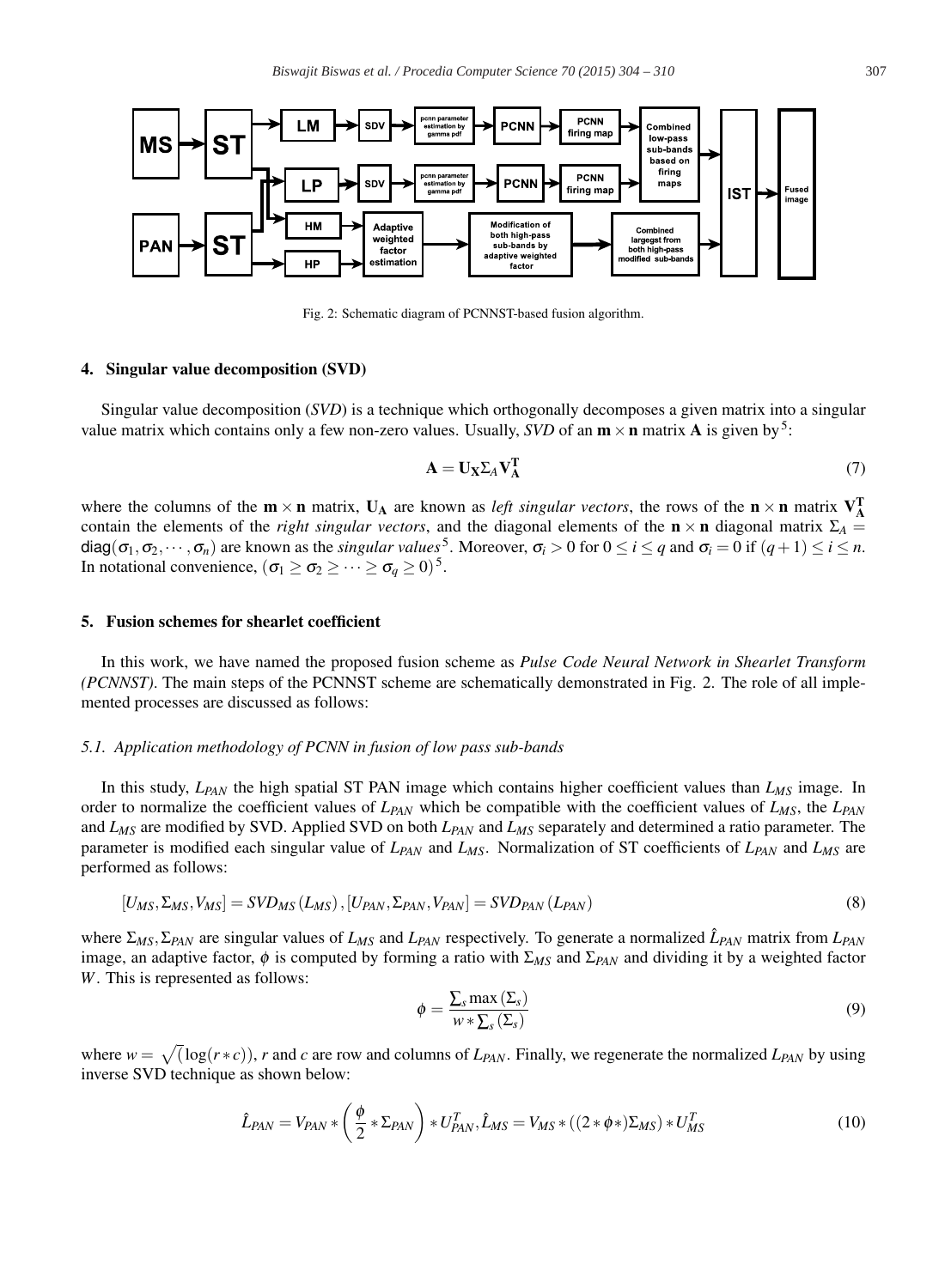Fig. 2: Schematic diagram of PCNNST-based fusion algorithm.

## 4. Singular value decomposition (SVD)

Singular value decomposition (*SVD*) is a technique which orthogonally decomposes a given matrix into a singular value matrix which contains only a few non-zero values. Usually, *SVD* of an $\mathbf{m} \times \mathbf{n}$ matrix $\mathbf{A}$ is given by[5]:

$$\mathbf{A} = \mathbf{U_X} \Sigma_A \mathbf{V_A^T} \tag{7}$$

where the columns of the $\mathbf{m} \times \mathbf{n}$ matrix, $\mathbf{U_A}$ are known as *left singular vectors*, the rows of the $\mathbf{n} \times \mathbf{n}$ matrix $\mathbf{V_A^T}$ contain the elements of the *right singular vectors*, and the diagonal elements of the $\mathbf{n} \times \mathbf{n}$ diagonal matrix $\Sigma_A = \mathrm{diag}(\sigma_1, \sigma_2, \cdots, \sigma_n)$ are known as the *singular values*[5]. Moreover, $\sigma_i > 0$ for $0 \leq i \leq q$ and $\sigma_i = 0$ if $(q+1) \leq i \leq n$. In notational convenience, $(\sigma_1 \geq \sigma_2 \geq \cdots \geq \sigma_q \geq 0)$[5].

## 5. Fusion schemes for shearlet coefficient

In this work, we have named the proposed fusion scheme as *Pulse Code Neural Network in Shearlet Transform (PCNNST)*. The main steps of the PCNNST scheme are schematically demonstrated in Fig. 2. The role of all implemented processes are discussed as follows:

### *5.1. Application methodology of PCNN in fusion of low pass sub-bands*

In this study, $L_{PAN}$ the high spatial ST PAN image which contains higher coefficient values than $L_{MS}$ image. In order to normalize the coefficient values of $L_{PAN}$ which be compatible with the coefficient values of $L_{MS}$, the $L_{PAN}$ and $L_{MS}$ are modified by SVD. Applied SVD on both $L_{PAN}$ and $L_{MS}$ separately and determined a ratio parameter. The parameter is modified each singular value of $L_{PAN}$ and $L_{MS}$. Normalization of ST coefficients of $L_{PAN}$ and $L_{MS}$ are performed as follows:

$$[U_{MS}, \Sigma_{MS}, V_{MS}] = SVD_{MS}(L_{MS}), [U_{PAN}, \Sigma_{PAN}, V_{PAN}] = SVD_{PAN}(L_{PAN}) \tag{8}$$

where $\Sigma_{MS}, \Sigma_{PAN}$ are singular values of $L_{MS}$ and $L_{PAN}$ respectively. To generate a normalized $\hat{L}_{PAN}$ matrix from $L_{PAN}$ image, an adaptive factor, $\phi$ is computed by forming a ratio with $\Sigma_{MS}$ and $\Sigma_{PAN}$ and dividing it by a weighted factor $W$. This is represented as follows:

$$\phi = \frac{\sum_s \max(\Sigma_s)}{w * \sum_s (\Sigma_s)} \tag{9}$$

where $w = \sqrt{(}\log(r*c))$, $r$ and $c$ are row and columns of $L_{PAN}$. Finally, we regenerate the normalized $L_{PAN}$ by using inverse SVD technique as shown below:

$$\hat{L}_{PAN} = V_{PAN} * \left(\frac{\phi}{2} * \Sigma_{PAN}\right) * U_{PAN}^T, \hat{L}_{MS} = V_{MS} * ((2*\phi*)\Sigma_{MS}) * U_{MS}^T \tag{10}$$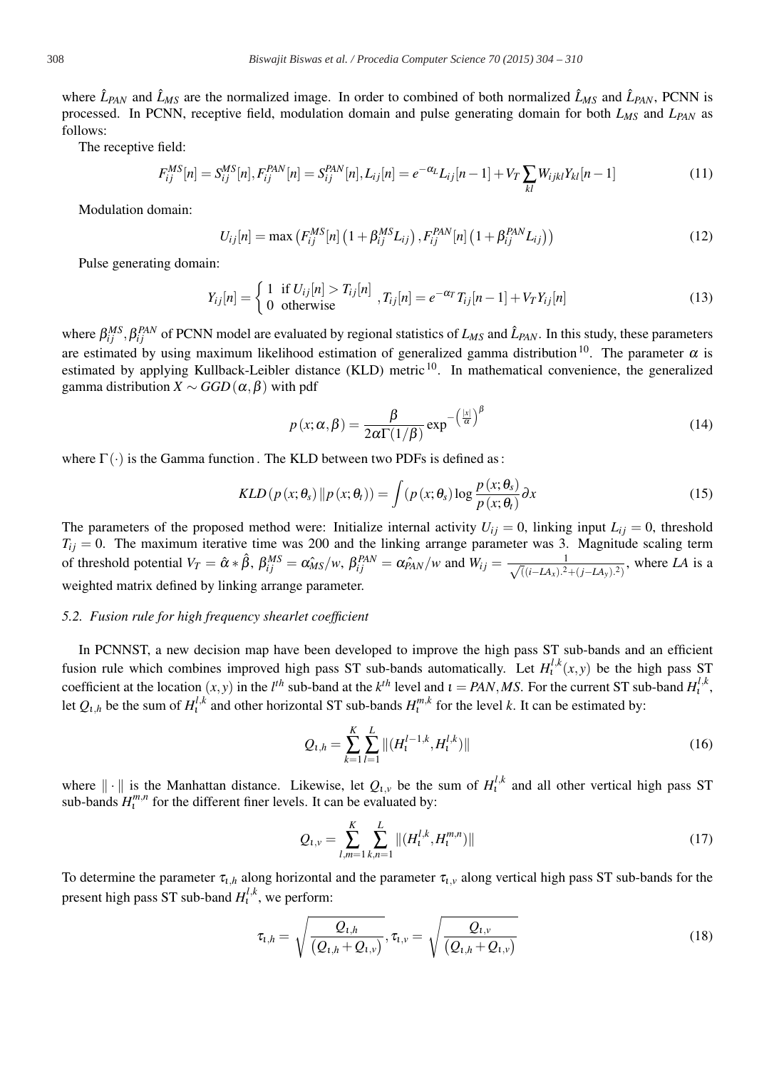where $\hat{L}_{PAN}$ and $\hat{L}_{MS}$ are the normalized image. In order to combined of both normalized $\hat{L}_{MS}$ and $\hat{L}_{PAN}$, PCNN is processed. In PCNN, receptive field, modulation domain and pulse generating domain for both $L_{MS}$ and $L_{PAN}$ as follows:

The receptive field:

$$F_{ij}^{MS}[n] = S_{ij}^{MS}[n], F_{ij}^{PAN}[n] = S_{ij}^{PAN}[n], L_{ij}[n] = e^{-\alpha_L} L_{ij}[n-1] + V_T \sum_{kl} W_{ijkl} Y_{kl}[n-1] \tag{11}$$

Modulation domain:

$$U_{ij}[n] = \max\left(F_{ij}^{MS}[n]\left(1+\beta_{ij}^{MS} L_{ij}\right), F_{ij}^{PAN}[n]\left(1+\beta_{ij}^{PAN} L_{ij}\right)\right) \tag{12}$$

Pulse generating domain:

$$Y_{ij}[n] = \begin{cases} 1 & \text{if } U_{ij}[n] > T_{ij}[n] \\ 0 & \text{otherwise} \end{cases}, T_{ij}[n] = e^{-\alpha_T} T_{ij}[n-1] + V_T Y_{ij}[n] \tag{13}$$

where $\beta_{ij}^{MS}, \beta_{ij}^{PAN}$ of PCNN model are evaluated by regional statistics of $L_{MS}$ and $\hat{L}_{PAN}$. In this study, these parameters are estimated by using maximum likelihood estimation of generalized gamma distribution[10]. The parameter $\alpha$ is estimated by applying Kullback-Leibler distance (KLD) metric[10]. In mathematical convenience, the generalized gamma distribution $X \sim GGD(\alpha, \beta)$ with pdf

$$p(x;\alpha,\beta) = \frac{\beta}{2\alpha\Gamma(1/\beta)} \exp^{-\left(\frac{|x|}{\alpha}\right)^{\beta}} \tag{14}$$

where $\Gamma(\cdot)$ is the Gamma function. The KLD between two PDFs is defined as:

$$KLD\left(p(x;\theta_s) \| p(x;\theta_t)\right) = \int \left(p(x;\theta_s) \log \frac{p(x;\theta_s)}{p(x;\theta_t)} \partial x\right. \tag{15}$$

The parameters of the proposed method were: Initialize internal activity $U_{ij} = 0$, linking input $L_{ij} = 0$, threshold $T_{ij} = 0$. The maximum iterative time was 200 and the linking arrange parameter was 3. Magnitude scaling term of threshold potential $V_T = \hat{\alpha} * \hat{\beta}$, $\beta_{ij}^{MS} = \hat{\alpha_{MS}}/w$, $\beta_{ij}^{PAN} = \hat{\alpha_{PAN}}/w$ and $W_{ij} = \frac{1}{\sqrt{((i-LA_x).^2+(j-LA_y).^2)}}$, where $LA$ is a weighted matrix defined by linking arrange parameter.

### *5.2. Fusion rule for high frequency shearlet coefficient*

In PCNNST, a new decision map have been developed to improve the high pass ST sub-bands and an efficient fusion rule which combines improved high pass ST sub-bands automatically. Let $H_\iota^{l,k}(x,y)$ be the high pass ST coefficient at the location $(x,y)$ in the $l^{th}$ sub-band at the $k^{th}$ level and $\iota = PAN, MS$. For the current ST sub-band $H_\iota^{l,k}$, let $Q_{\iota,h}$ be the sum of $H_\iota^{l,k}$ and other horizontal ST sub-bands $H_\iota^{m,k}$ for the level $k$. It can be estimated by:

$$Q_{\iota,h} = \sum_{k=1}^{K} \sum_{l=1}^{L} \|(H_\iota^{l-1,k}, H_\iota^{l,k})\| \tag{16}$$

where $\|\cdot\|$ is the Manhattan distance. Likewise, let $Q_{\iota,v}$ be the sum of $H_\iota^{l,k}$ and all other vertical high pass ST sub-bands $H_\iota^{m,n}$ for the different finer levels. It can be evaluated by:

$$Q_{\iota,v} = \sum_{l,m=1}^{K} \sum_{k,n=1}^{L} \|(H_\iota^{l,k}, H_\iota^{m,n})\| \tag{17}$$

To determine the parameter $\tau_{\iota,h}$ along horizontal and the parameter $\tau_{\iota,v}$ along vertical high pass ST sub-bands for the present high pass ST sub-band $H_\iota^{l,k}$, we perform:

$$\tau_{\iota,h} = \sqrt{\frac{Q_{\iota,h}}{(Q_{\iota,h}+Q_{\iota,v})}}, \tau_{\iota,v} = \sqrt{\frac{Q_{\iota,v}}{(Q_{\iota,h}+Q_{\iota,v})}} \tag{18}$$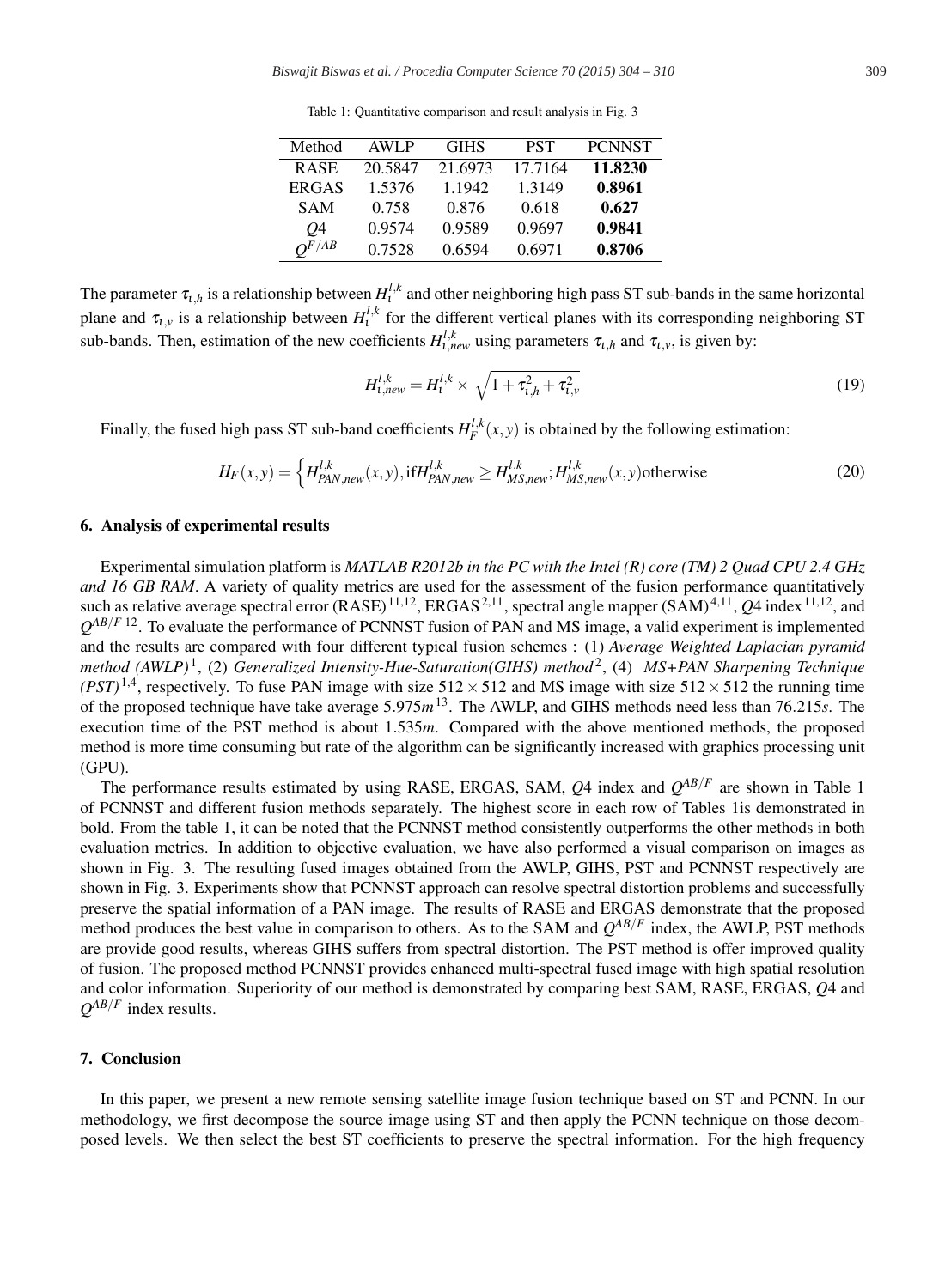Table 1: Quantitative comparison and result analysis in Fig. 3

| Method | AWLP | GIHS | PST | PCNNST |
|---|---|---|---|---|
| RASE | 20.5847 | 21.6973 | 17.7164 | **11.8230** |
| ERGAS | 1.5376 | 1.1942 | 1.3149 | **0.8961** |
| SAM | 0.758 | 0.876 | 0.618 | **0.627** |
| $Q4$ | 0.9574 | 0.9589 | 0.9697 | **0.9841** |
| $Q^{F/AB}$ | 0.7528 | 0.6594 | 0.6971 | **0.8706** |

The parameter $\tau_{\iota,h}$ is a relationship between $H_{\iota}^{l,k}$ and other neighboring high pass ST sub-bands in the same horizontal plane and $\tau_{\iota,v}$ is a relationship between $H_{\iota}^{l,k}$ for the different vertical planes with its corresponding neighboring ST sub-bands. Then, estimation of the new coefficients $H_{\iota,new}^{l,k}$ using parameters $\tau_{\iota,h}$ and $\tau_{\iota,v}$, is given by:

$$H_{\iota,new}^{l,k} = H_{\iota}^{l,k} \times \sqrt{1+\tau_{\iota,h}^{2}+\tau_{\iota,v}^{2}} \tag{19}$$

Finally, the fused high pass ST sub-band coefficients $H_{F}^{l,k}(x,y)$ is obtained by the following estimation:

$$H_{F}(x,y) = \left\{ H_{PAN,new}^{l,k}(x,y), \text{if} H_{PAN,new}^{l,k} \geq H_{MS,new}^{l,k}; H_{MS,new}^{l,k}(x,y)\text{otherwise} \right. \tag{20}$$

## 6. Analysis of experimental results

Experimental simulation platform is *MATLAB R2012b in the PC with the Intel (R) core (TM) 2 Quad CPU 2.4 GHz and 16 GB RAM*. A variety of quality metrics are used for the assessment of the fusion performance quantitatively such as relative average spectral error (RASE)[11,12], ERGAS[2,11], spectral angle mapper (SAM)[4,11], $Q4$ index[11,12], and $Q^{AB/F}$[12]. To evaluate the performance of PCNNST fusion of PAN and MS image, a valid experiment is implemented and the results are compared with four different typical fusion schemes : (1) *Average Weighted Laplacian pyramid method (AWLP)*[1], (2) *Generalized Intensity-Hue-Saturation(GIHS) method*[2], (4) *MS+PAN Sharpening Technique (PST)*[1,4], respectively. To fuse PAN image with size $512 \times 512$ and MS image with size $512 \times 512$ the running time of the proposed technique have take average $5.975m$[13]. The AWLP, and GIHS methods need less than $76.215s$. The execution time of the PST method is about $1.535m$. Compared with the above mentioned methods, the proposed method is more time consuming but rate of the algorithm can be significantly increased with graphics processing unit (GPU).

The performance results estimated by using RASE, ERGAS, SAM, $Q4$ index and $Q^{AB/F}$ are shown in Table 1 of PCNNST and different fusion methods separately. The highest score in each row of Tables 1is demonstrated in bold. From the table 1, it can be noted that the PCNNST method consistently outperforms the other methods in both evaluation metrics. In addition to objective evaluation, we have also performed a visual comparison on images as shown in Fig. 3. The resulting fused images obtained from the AWLP, GIHS, PST and PCNNST respectively are shown in Fig. 3. Experiments show that PCNNST approach can resolve spectral distortion problems and successfully preserve the spatial information of a PAN image. The results of RASE and ERGAS demonstrate that the proposed method produces the best value in comparison to others. As to the SAM and $Q^{AB/F}$ index, the AWLP, PST methods are provide good results, whereas GIHS suffers from spectral distortion. The PST method is offer improved quality of fusion. The proposed method PCNNST provides enhanced multi-spectral fused image with high spatial resolution and color information. Superiority of our method is demonstrated by comparing best SAM, RASE, ERGAS, $Q4$ and $Q^{AB/F}$ index results.

## 7. Conclusion

In this paper, we present a new remote sensing satellite image fusion technique based on ST and PCNN. In our methodology, we first decompose the source image using ST and then apply the PCNN technique on those decomposed levels. We then select the best ST coefficients to preserve the spectral information. For the high frequency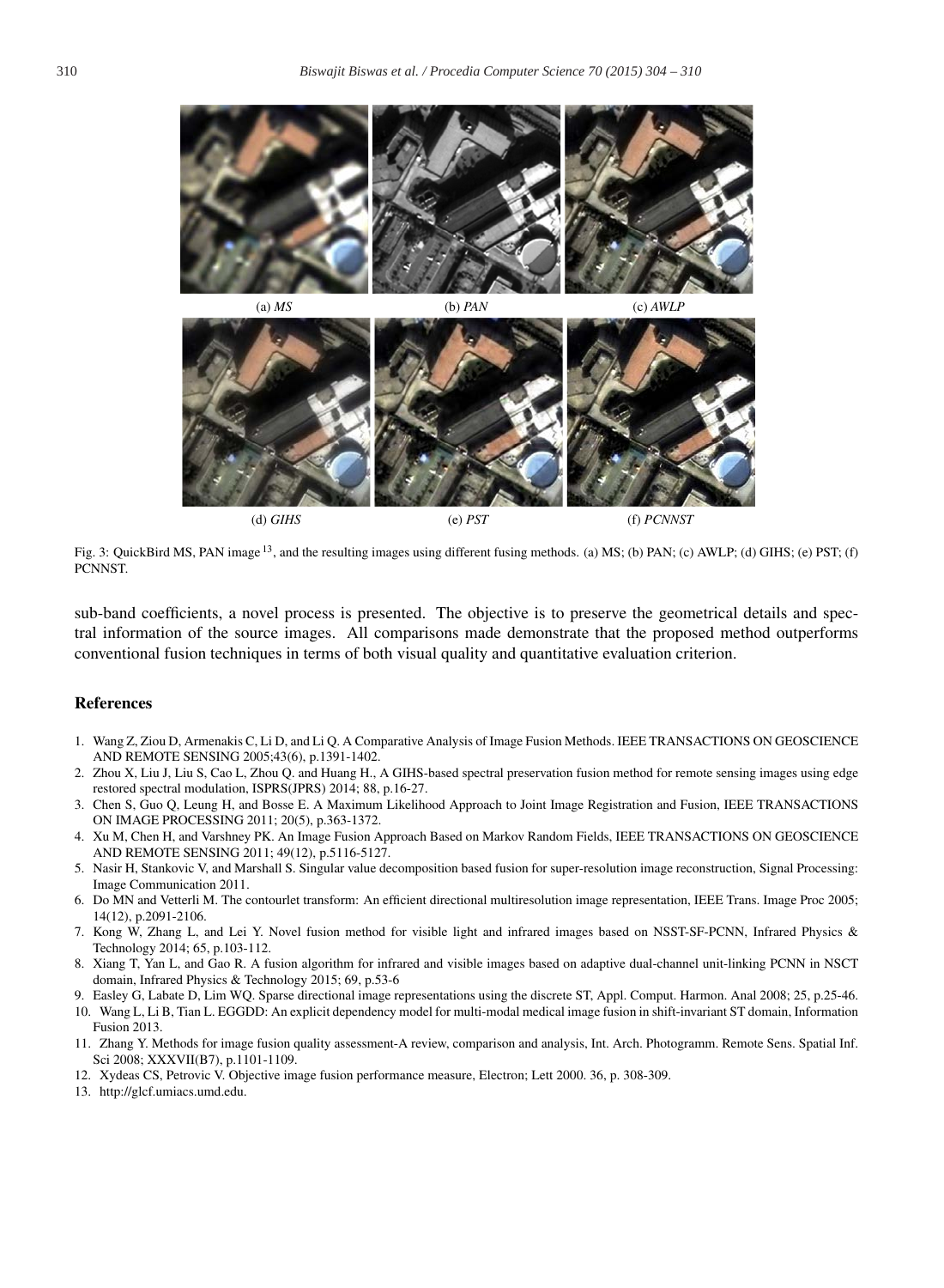(a) *MS* (b) *PAN* (c) *AWLP*

(d) *GIHS* (e) *PST* (f) *PCNNST*

Fig. 3: QuickBird MS, PAN image [13], and the resulting images using different fusing methods. (a) MS; (b) PAN; (c) AWLP; (d) GIHS; (e) PST; (f) PCNNST.

sub-band coefficients, a novel process is presented. The objective is to preserve the geometrical details and spectral information of the source images. All comparisons made demonstrate that the proposed method outperforms conventional fusion techniques in terms of both visual quality and quantitative evaluation criterion.

## References

1. Wang Z, Ziou D, Armenakis C, Li D, and Li Q. A Comparative Analysis of Image Fusion Methods. IEEE TRANSACTIONS ON GEOSCIENCE AND REMOTE SENSING 2005;43(6), p.1391-1402.
2. Zhou X, Liu J, Liu S, Cao L, Zhou Q. and Huang H., A GIHS-based spectral preservation fusion method for remote sensing images using edge restored spectral modulation, ISPRS(JPRS) 2014; 88, p.16-27.
3. Chen S, Guo Q, Leung H, and Bosse E. A Maximum Likelihood Approach to Joint Image Registration and Fusion, IEEE TRANSACTIONS ON IMAGE PROCESSING 2011; 20(5), p.363-1372.
4. Xu M, Chen H, and Varshney PK. An Image Fusion Approach Based on Markov Random Fields, IEEE TRANSACTIONS ON GEOSCIENCE AND REMOTE SENSING 2011; 49(12), p.5116-5127.
5. Nasir H, Stankovic V, and Marshall S. Singular value decomposition based fusion for super-resolution image reconstruction, Signal Processing: Image Communication 2011.
6. Do MN and Vetterli M. The contourlet transform: An efficient directional multiresolution image representation, IEEE Trans. Image Proc 2005; 14(12), p.2091-2106.
7. Kong W, Zhang L, and Lei Y. Novel fusion method for visible light and infrared images based on NSST-SF-PCNN, Infrared Physics & Technology 2014; 65, p.103-112.
8. Xiang T, Yan L, and Gao R. A fusion algorithm for infrared and visible images based on adaptive dual-channel unit-linking PCNN in NSCT domain, Infrared Physics & Technology 2015; 69, p.53-6
9. Easley G, Labate D, Lim WQ. Sparse directional image representations using the discrete ST, Appl. Comput. Harmon. Anal 2008; 25, p.25-46.
10. Wang L, Li B, Tian L. EGGDD: An explicit dependency model for multi-modal medical image fusion in shift-invariant ST domain, Information Fusion 2013.
11. Zhang Y. Methods for image fusion quality assessment-A review, comparison and analysis, Int. Arch. Photogramm. Remote Sens. Spatial Inf. Sci 2008; XXXVII(B7), p.1101-1109.
12. Xydeas CS, Petrovic V. Objective image fusion performance measure, Electron; Lett 2000. 36, p. 308-309.
13. http://glcf.umiacs.umd.edu.